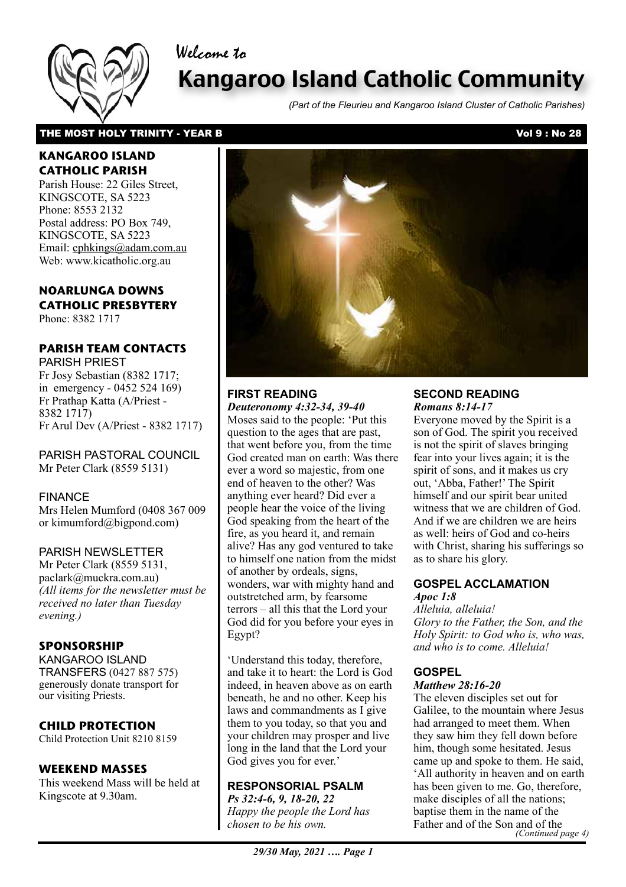Welcome to

# Kangaroo Island Catholic Community

*(Part of the Fleurieu and Kangaroo Island Cluster of Catholic Parishes)*

**THE MOST HOLY TRINITY - YEAR B** **Vol 9 : No 28**

## KANGAROO ISLAND CATHOLIC PARISH

Parish House: 22 Giles Street, KINGSCOTE, SA 5223
Phone: 8553 2132
Postal address: PO Box 749, KINGSCOTE, SA 5223
Email: cphkings@adam.com.au
Web: www.kicatholic.org.au

## NOARLUNGA DOWNS CATHOLIC PRESBYTERY

Phone: 8382 1717

## PARISH TEAM CONTACTS

PARISH PRIEST
Fr Josy Sebastian (8382 1717; in emergency - 0452 524 169)
Fr Prathap Katta (A/Priest - 8382 1717)
Fr Arul Dev (A/Priest - 8382 1717)

PARISH PASTORAL COUNCIL
Mr Peter Clark (8559 5131)

FINANCE
Mrs Helen Mumford (0408 367 009 or kimumford@bigpond.com)

PARISH NEWSLETTER
Mr Peter Clark (8559 5131, paclark@muckra.com.au)
*(All items for the newsletter must be received no later than Tuesday evening.)*

## SPONSORSHIP

KANGAROO ISLAND TRANSFERS (0427 887 575) generously donate transport for our visiting Priests.

## CHILD PROTECTION

Child Protection Unit 8210 8159

## WEEKEND MASSES

This weekend Mass will be held at Kingscote at 9.30am.

### FIRST READING

***Deuteronomy 4:32-34, 39-40***

Moses said to the people: 'Put this question to the ages that are past, that went before you, from the time God created man on earth: Was there ever a word so majestic, from one end of heaven to the other? Was anything ever heard? Did ever a people hear the voice of the living God speaking from the heart of the fire, as you heard it, and remain alive? Has any god ventured to take to himself one nation from the midst of another by ordeals, signs, wonders, war with mighty hand and outstretched arm, by fearsome terrors – all this that the Lord your God did for you before your eyes in Egypt?

'Understand this today, therefore, and take it to heart: the Lord is God indeed, in heaven above as on earth beneath, he and no other. Keep his laws and commandments as I give them to you today, so that you and your children may prosper and live long in the land that the Lord your God gives you for ever.'

### RESPONSORIAL PSALM

***Ps 32:4-6, 9, 18-20, 22***

*Happy the people the Lord has chosen to be his own.*

### SECOND READING

***Romans 8:14-17***

Everyone moved by the Spirit is a son of God. The spirit you received is not the spirit of slaves bringing fear into your lives again; it is the spirit of sons, and it makes us cry out, 'Abba, Father!' The Spirit himself and our spirit bear united witness that we are children of God. And if we are children we are heirs as well: heirs of God and co-heirs with Christ, sharing his sufferings so as to share his glory.

### GOSPEL ACCLAMATION

***Apoc 1:8***

*Alleluia, alleluia!*
*Glory to the Father, the Son, and the Holy Spirit: to God who is, who was, and who is to come. Alleluia!*

### GOSPEL

***Matthew 28:16-20***

The eleven disciples set out for Galilee, to the mountain where Jesus had arranged to meet them. When they saw him they fell down before him, though some hesitated. Jesus came up and spoke to them. He said, 'All authority in heaven and on earth has been given to me. Go, therefore, make disciples of all the nations; baptise them in the name of the Father and of the Son and of the

*(Continued page 4)*

*29/30 May, 2021 …. Page 1*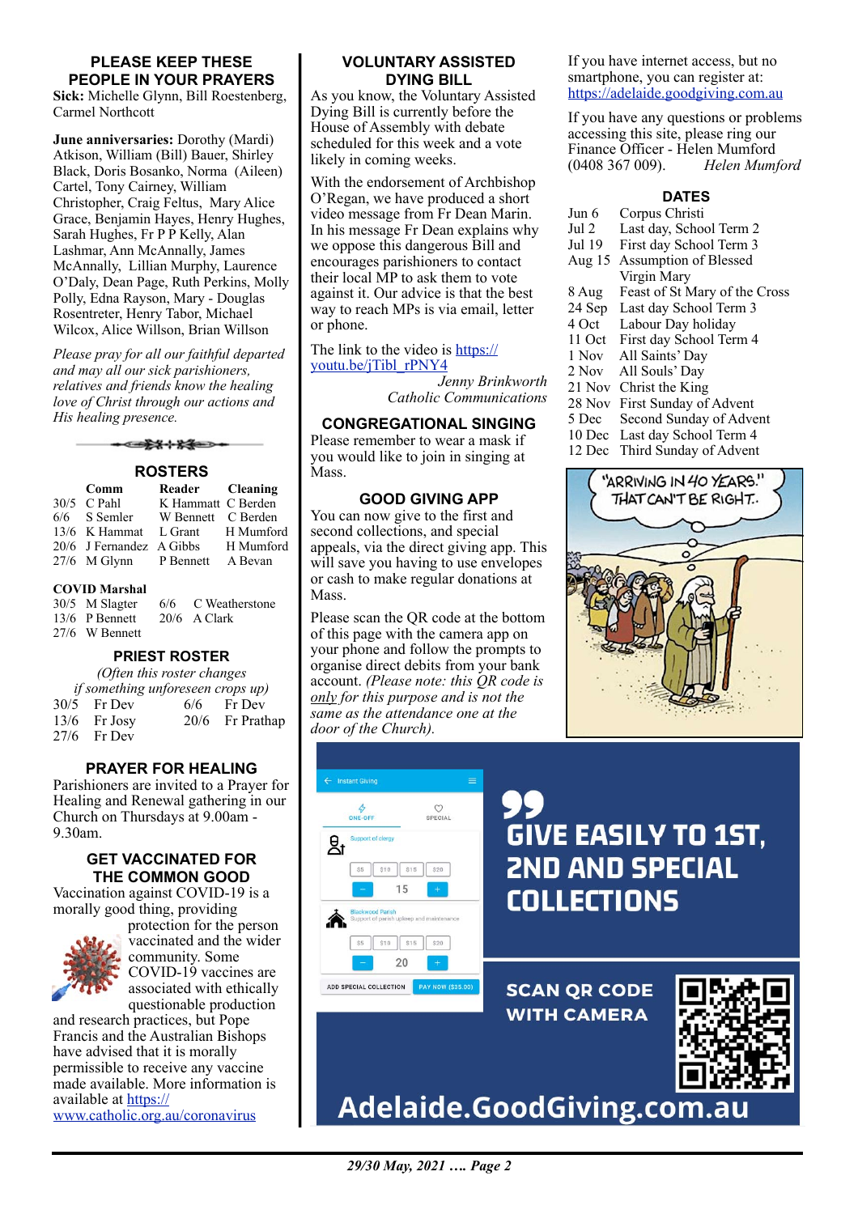## PLEASE KEEP THESE PEOPLE IN YOUR PRAYERS

**Sick:** Michelle Glynn, Bill Roestenberg, Carmel Northcott

**June anniversaries:** Dorothy (Mardi) Atkison, William (Bill) Bauer, Shirley Black, Doris Bosanko, Norma (Aileen) Cartel, Tony Cairney, William Christopher, Craig Feltus, Mary Alice Grace, Benjamin Hayes, Henry Hughes, Sarah Hughes, Fr P P Kelly, Alan Lashmar, Ann McAnnally, James McAnnally, Lillian Murphy, Laurence O'Daly, Dean Page, Ruth Perkins, Molly Polly, Edna Rayson, Mary - Douglas Rosentreter, Henry Tabor, Michael Wilcox, Alice Willson, Brian Willson

*Please pray for all our faithful departed and may all our sick parishioners, relatives and friends know the healing love of Christ through our actions and His healing presence.*

## ROSTERS

| | Comm | Reader | Cleaning |
|---|---|---|---|
| 30/5 | C Pahl | K Hammatt | C Berden |
| 6/6 | S Semler | W Bennett | C Berden |
| 13/6 | K Hammat | L Grant | H Mumford |
| 20/6 | J Fernandez | A Gibbs | H Mumford |
| 27/6 | M Glynn | P Bennett | A Bevan |

**COVID Marshal**

| | | | |
|---|---|---|---|
| 30/5 | M Slagter | 6/6 | C Weatherstone |
| 13/6 | P Bennett | 20/6 | A Clark |
| 27/6 | W Bennett | | |

## PRIEST ROSTER

*(Often this roster changes if something unforeseen crops up)*

| | | | |
|---|---|---|---|
| 30/5 | Fr Dev | 6/6 | Fr Dev |
| 13/6 | Fr Josy | 20/6 | Fr Prathap |
| 27/6 | Fr Dev | | |

## PRAYER FOR HEALING

Parishioners are invited to a Prayer for Healing and Renewal gathering in our Church on Thursdays at 9.00am - 9.30am.

## GET VACCINATED FOR THE COMMON GOOD

Vaccination against COVID-19 is a morally good thing, providing protection for the person vaccinated and the wider community. Some COVID-19 vaccines are associated with ethically questionable production and research practices, but Pope Francis and the Australian Bishops have advised that it is morally permissible to receive any vaccine made available. More information is available at https://www.catholic.org.au/coronavirus

## VOLUNTARY ASSISTED DYING BILL

As you know, the Voluntary Assisted Dying Bill is currently before the House of Assembly with debate scheduled for this week and a vote likely in coming weeks.

With the endorsement of Archbishop O'Regan, we have produced a short video message from Fr Dean Marin. In his message Fr Dean explains why we oppose this dangerous Bill and encourages parishioners to contact their local MP to ask them to vote against it. Our advice is that the best way to reach MPs is via email, letter or phone.

The link to the video is https://youtu.be/jTibl_rPNY4

*Jenny Brinkworth*
*Catholic Communications*

## CONGREGATIONAL SINGING

Please remember to wear a mask if you would like to join in singing at Mass.

## GOOD GIVING APP

You can now give to the first and second collections, and special appeals, via the direct giving app. This will save you having to use envelopes or cash to make regular donations at Mass.

Please scan the QR code at the bottom of this page with the camera app on your phone and follow the prompts to organise direct debits from your bank account. *(Please note: this QR code is <u>only</u> for this purpose and is not the same as the attendance one at the door of the Church).*

If you have internet access, but no smartphone, you can register at: https://adelaide.goodgiving.com.au

If you have any questions or problems accessing this site, please ring our Finance Officer - Helen Mumford (0408 367 009). *Helen Mumford*

## DATES

| | |
|---|---|
| Jun 6 | Corpus Christi |
| Jul 2 | Last day, School Term 2 |
| Jul 19 | First day School Term 3 |
| Aug 15 | Assumption of Blessed Virgin Mary |
| 8 Aug | Feast of St Mary of the Cross |
| 24 Sep | Last day School Term 3 |
| 4 Oct | Labour Day holiday |
| 11 Oct | First day School Term 4 |
| 1 Nov | All Saints' Day |
| 2 Nov | All Souls' Day |
| 21 Nov | Christ the King |
| 28 Nov | First Sunday of Advent |
| 5 Dec | Second Sunday of Advent |
| 10 Dec | Last day School Term 4 |
| 12 Dec | Third Sunday of Advent |

"ARRIVING IN 40 YEARS." THAT CAN'T BE RIGHT..

**GIVE EASILY TO 1ST, 2ND AND SPECIAL COLLECTIONS**

**SCAN QR CODE WITH CAMERA**

**Adelaide.GoodGiving.com.au**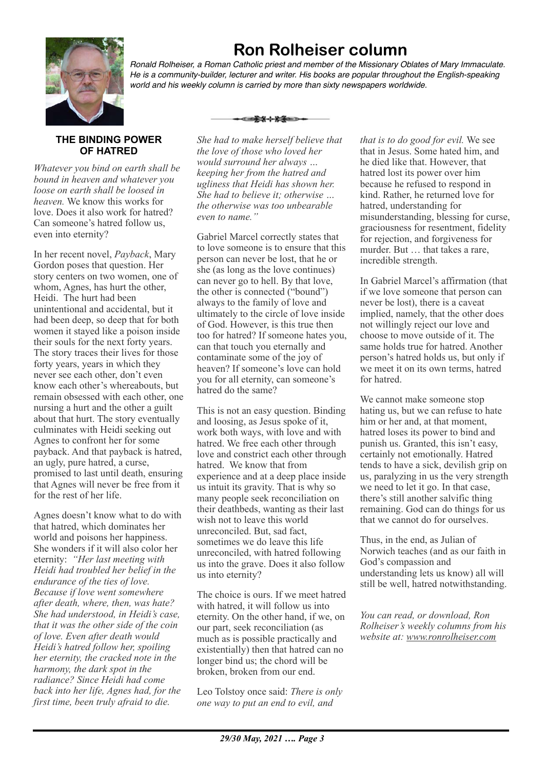# Ron Rolheiser column

*Ronald Rolheiser, a Roman Catholic priest and member of the Missionary Oblates of Mary Immaculate. He is a community-builder, lecturer and writer. His books are popular throughout the English-speaking world and his weekly column is carried by more than sixty newspapers worldwide.*

## THE BINDING POWER OF HATRED

*Whatever you bind on earth shall be bound in heaven and whatever you loose on earth shall be loosed in heaven.* We know this works for love. Does it also work for hatred? Can someone's hatred follow us, even into eternity?

In her recent novel, *Payback*, Mary Gordon poses that question. Her story centers on two women, one of whom, Agnes, has hurt the other, Heidi. The hurt had been unintentional and accidental, but it had been deep, so deep that for both women it stayed like a poison inside their souls for the next forty years. The story traces their lives for those forty years, years in which they never see each other, don't even know each other's whereabouts, but remain obsessed with each other, one nursing a hurt and the other a guilt about that hurt. The story eventually culminates with Heidi seeking out Agnes to confront her for some payback. And that payback is hatred, an ugly, pure hatred, a curse, promised to last until death, ensuring that Agnes will never be free from it for the rest of her life.

Agnes doesn't know what to do with that hatred, which dominates her world and poisons her happiness. She wonders if it will also color her eternity: *"Her last meeting with Heidi had troubled her belief in the endurance of the ties of love. Because if love went somewhere after death, where, then, was hate? She had understood, in Heidi's case, that it was the other side of the coin of love. Even after death would Heidi's hatred follow her, spoiling her eternity, the cracked note in the harmony, the dark spot in the radiance? Since Heidi had come back into her life, Agnes had, for the first time, been truly afraid to die. She had to make herself believe that the love of those who loved her would surround her always … keeping her from the hatred and ugliness that Heidi has shown her. She had to believe it; otherwise … the otherwise was too unbearable even to name."*

Gabriel Marcel correctly states that to love someone is to ensure that this person can never be lost, that he or she (as long as the love continues) can never go to hell. By that love, the other is connected ("bound") always to the family of love and ultimately to the circle of love inside of God. However, is this true then too for hatred? If someone hates you, can that touch you eternally and contaminate some of the joy of heaven? If someone's love can hold you for all eternity, can someone's hatred do the same?

This is not an easy question. Binding and loosing, as Jesus spoke of it, work both ways, with love and with hatred. We free each other through love and constrict each other through hatred. We know that from experience and at a deep place inside us intuit its gravity. That is why so many people seek reconciliation on their deathbeds, wanting as their last wish not to leave this world unreconciled. But, sad fact, sometimes we do leave this life unreconciled, with hatred following us into the grave. Does it also follow us into eternity?

The choice is ours. If we meet hatred with hatred, it will follow us into eternity. On the other hand, if we, on our part, seek reconciliation (as much as is possible practically and existentially) then that hatred can no longer bind us; the chord will be broken, broken from our end.

Leo Tolstoy once said: *There is only one way to put an end to evil, and that is to do good for evil.* We see that in Jesus. Some hated him, and he died like that. However, that hatred lost its power over him because he refused to respond in kind. Rather, he returned love for hatred, understanding for misunderstanding, blessing for curse, graciousness for resentment, fidelity for rejection, and forgiveness for murder. But … that takes a rare, incredible strength.

In Gabriel Marcel's affirmation (that if we love someone that person can never be lost), there is a caveat implied, namely, that the other does not willingly reject our love and choose to move outside of it. The same holds true for hatred. Another person's hatred holds us, but only if we meet it on its own terms, hatred for hatred.

We cannot make someone stop hating us, but we can refuse to hate him or her and, at that moment, hatred loses its power to bind and punish us. Granted, this isn't easy, certainly not emotionally. Hatred tends to have a sick, devilish grip on us, paralyzing in us the very strength we need to let it go. In that case, there's still another salvific thing remaining. God can do things for us that we cannot do for ourselves.

Thus, in the end, as Julian of Norwich teaches (and as our faith in God's compassion and understanding lets us know) all will still be well, hatred notwithstanding.

*You can read, or download, Ron Rolheiser's weekly columns from his website at: www.ronrolheiser.com*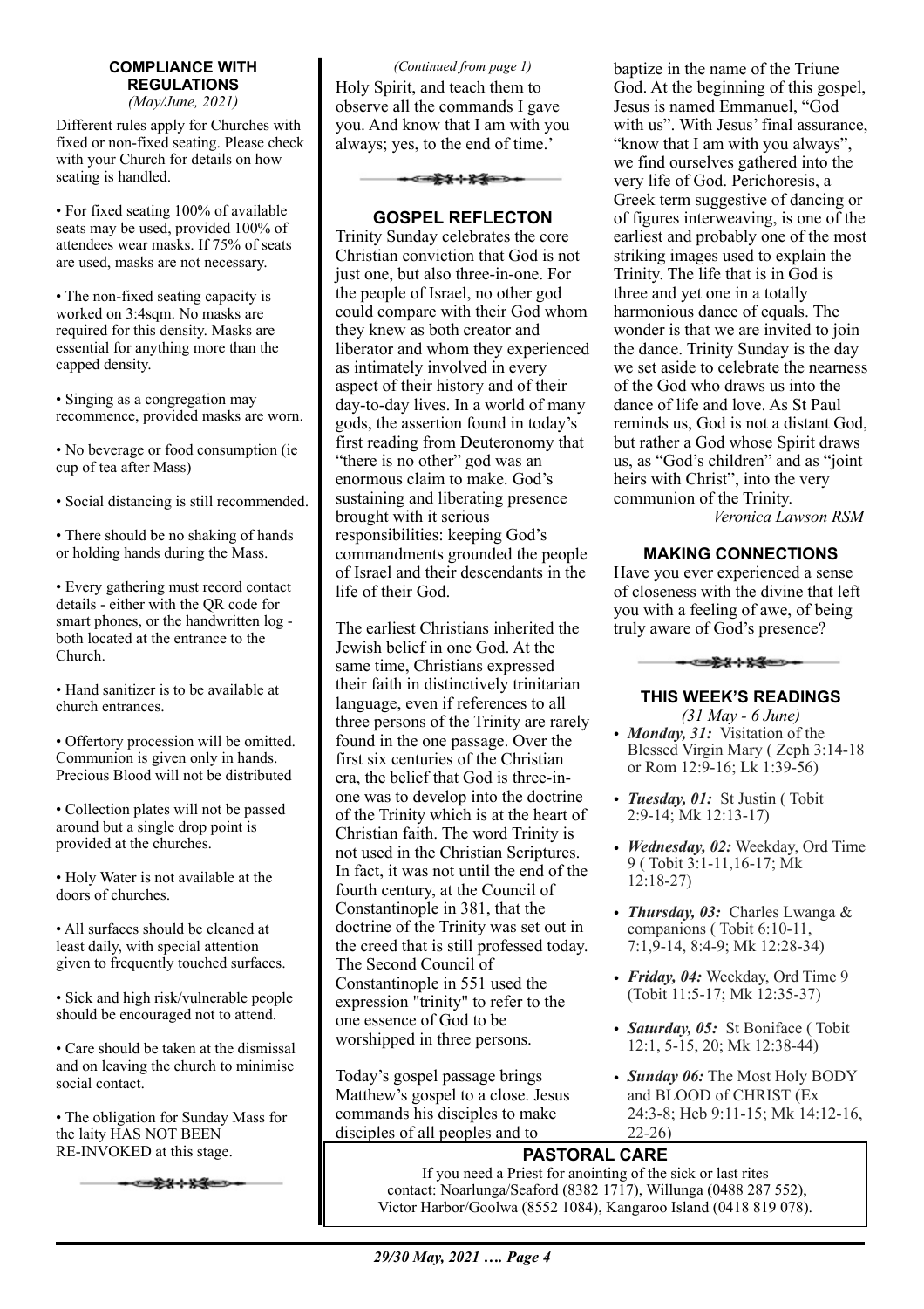#### COMPLIANCE WITH REGULATIONS

*(May/June, 2021)*

Different rules apply for Churches with fixed or non-fixed seating. Please check with your Church for details on how seating is handled.

• For fixed seating 100% of available seats may be used, provided 100% of attendees wear masks. If 75% of seats are used, masks are not necessary.

• The non-fixed seating capacity is worked on 3:4sqm. No masks are required for this density. Masks are essential for anything more than the capped density.

• Singing as a congregation may recommence, provided masks are worn.

• No beverage or food consumption (ie cup of tea after Mass)

• Social distancing is still recommended.

• There should be no shaking of hands or holding hands during the Mass.

• Every gathering must record contact details - either with the QR code for smart phones, or the handwritten log - both located at the entrance to the Church.

• Hand sanitizer is to be available at church entrances.

• Offertory procession will be omitted. Communion is given only in hands. Precious Blood will not be distributed

• Collection plates will not be passed around but a single drop point is provided at the churches.

• Holy Water is not available at the doors of churches.

• All surfaces should be cleaned at least daily, with special attention given to frequently touched surfaces.

• Sick and high risk/vulnerable people should be encouraged not to attend.

• Care should be taken at the dismissal and on leaving the church to minimise social contact.

• The obligation for Sunday Mass for the laity HAS NOT BEEN RE-INVOKED at this stage.

*(Continued from page 1)*

Holy Spirit, and teach them to observe all the commands I gave you. And know that I am with you always; yes, to the end of time.'

#### GOSPEL REFLECTON

Trinity Sunday celebrates the core Christian conviction that God is not just one, but also three-in-one. For the people of Israel, no other god could compare with their God whom they knew as both creator and liberator and whom they experienced as intimately involved in every aspect of their history and of their day-to-day lives. In a world of many gods, the assertion found in today's first reading from Deuteronomy that "there is no other" god was an enormous claim to make. God's sustaining and liberating presence brought with it serious responsibilities: keeping God's commandments grounded the people of Israel and their descendants in the life of their God.

The earliest Christians inherited the Jewish belief in one God. At the same time, Christians expressed their faith in distinctively trinitarian language, even if references to all three persons of the Trinity are rarely found in the one passage. Over the first six centuries of the Christian era, the belief that God is three-in-one was to develop into the doctrine of the Trinity which is at the heart of Christian faith. The word Trinity is not used in the Christian Scriptures. In fact, it was not until the end of the fourth century, at the Council of Constantinople in 381, that the doctrine of the Trinity was set out in the creed that is still professed today. The Second Council of Constantinople in 551 used the expression "trinity" to refer to the one essence of God to be worshipped in three persons.

Today's gospel passage brings Matthew's gospel to a close. Jesus commands his disciples to make disciples of all peoples and to baptize in the name of the Triune God. At the beginning of this gospel, Jesus is named Emmanuel, "God with us". With Jesus' final assurance, "know that I am with you always", we find ourselves gathered into the very life of God. Perichoresis, a Greek term suggestive of dancing or of figures interweaving, is one of the earliest and probably one of the most striking images used to explain the Trinity. The life that is in God is three and yet one in a totally harmonious dance of equals. The wonder is that we are invited to join the dance. Trinity Sunday is the day we set aside to celebrate the nearness of the God who draws us into the dance of life and love. As St Paul reminds us, God is not a distant God, but rather a God whose Spirit draws us, as "God's children" and as "joint heirs with Christ", into the very communion of the Trinity.

*Veronica Lawson RSM*

#### MAKING CONNECTIONS

Have you ever experienced a sense of closeness with the divine that left you with a feeling of awe, of being truly aware of God's presence?

#### THIS WEEK'S READINGS

*(31 May - 6 June)*

- ***Monday, 31:*** Visitation of the Blessed Virgin Mary ( Zeph 3:14-18 or Rom 12:9-16; Lk 1:39-56)
- ***Tuesday, 01:*** St Justin ( Tobit 2:9-14; Mk 12:13-17)
- ***Wednesday, 02:*** Weekday, Ord Time 9 ( Tobit 3:1-11,16-17; Mk 12:18-27)
- ***Thursday, 03:*** Charles Lwanga & companions ( Tobit 6:10-11, 7:1,9-14, 8:4-9; Mk 12:28-34)
- ***Friday, 04:*** Weekday, Ord Time 9 (Tobit 11:5-17; Mk 12:35-37)
- ***Saturday, 05:*** St Boniface ( Tobit 12:1, 5-15, 20; Mk 12:38-44)
- ***Sunday 06:*** The Most Holy BODY and BLOOD of CHRIST (Ex 24:3-8; Heb 9:11-15; Mk 14:12-16, 22-26)

#### PASTORAL CARE

If you need a Priest for anointing of the sick or last rites contact: Noarlunga/Seaford (8382 1717), Willunga (0488 287 552), Victor Harbor/Goolwa (8552 1084), Kangaroo Island (0418 819 078).